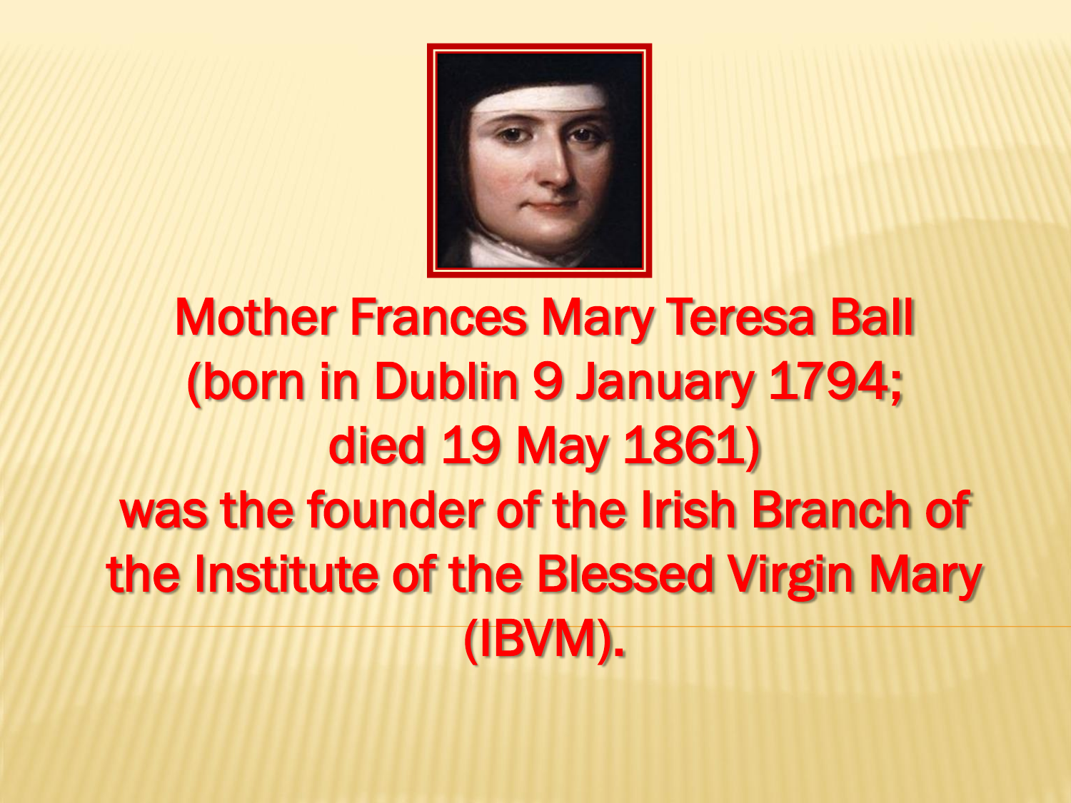Mother Frances Mary Teresa Ball
(born in Dublin 9 January 1794;
died 19 May 1861)
was the founder of the Irish Branch of the Institute of the Blessed Virgin Mary (IBVM).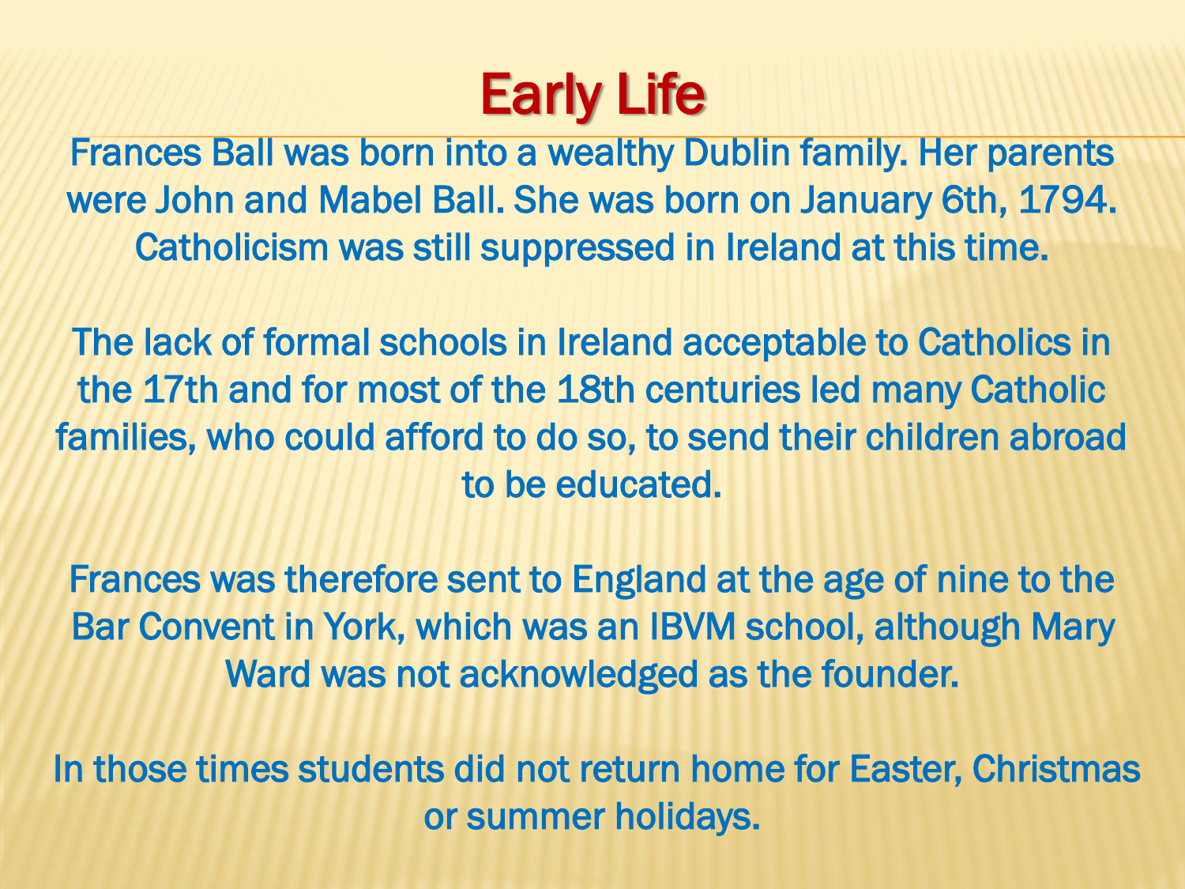# Early Life

Frances Ball was born into a wealthy Dublin family. Her parents were John and Mabel Ball. She was born on January 6th, 1794. Catholicism was still suppressed in Ireland at this time.

The lack of formal schools in Ireland acceptable to Catholics in the 17th and for most of the 18th centuries led many Catholic families, who could afford to do so, to send their children abroad to be educated.

Frances was therefore sent to England at the age of nine to the Bar Convent in York, which was an IBVM school, although Mary Ward was not acknowledged as the founder.

In those times students did not return home for Easter, Christmas or summer holidays.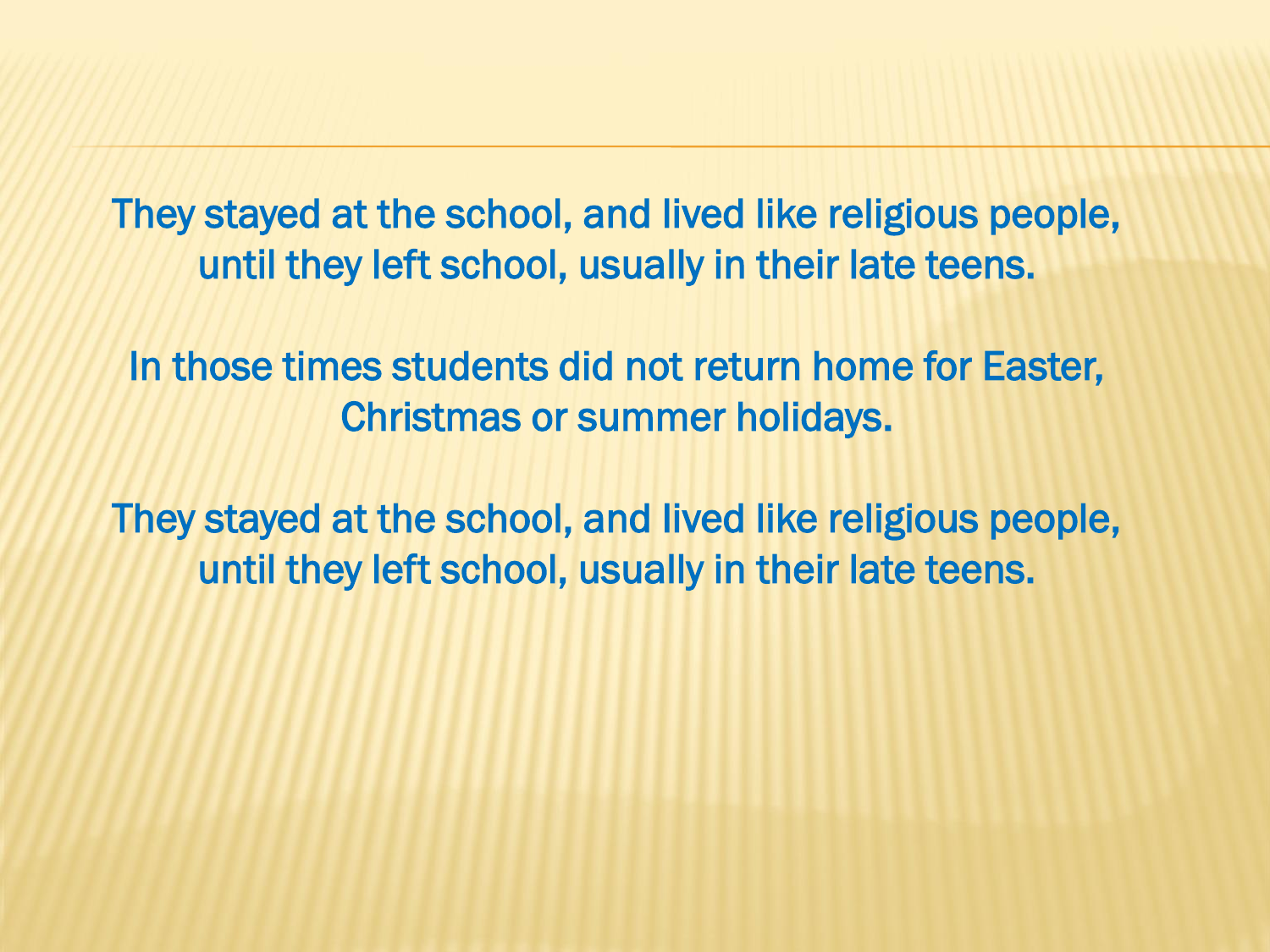They stayed at the school, and lived like religious people, until they left school, usually in their late teens.

In those times students did not return home for Easter, Christmas or summer holidays.

They stayed at the school, and lived like religious people, until they left school, usually in their late teens.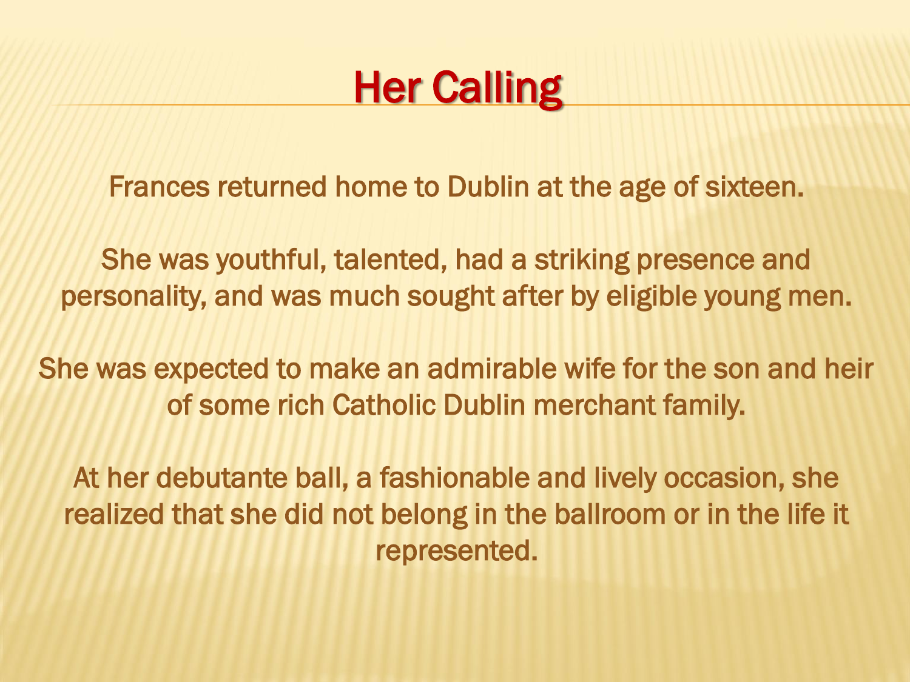# Her Calling

Frances returned home to Dublin at the age of sixteen.

She was youthful, talented, had a striking presence and personality, and was much sought after by eligible young men.

She was expected to make an admirable wife for the son and heir of some rich Catholic Dublin merchant family.

At her debutante ball, a fashionable and lively occasion, she realized that she did not belong in the ballroom or in the life it represented.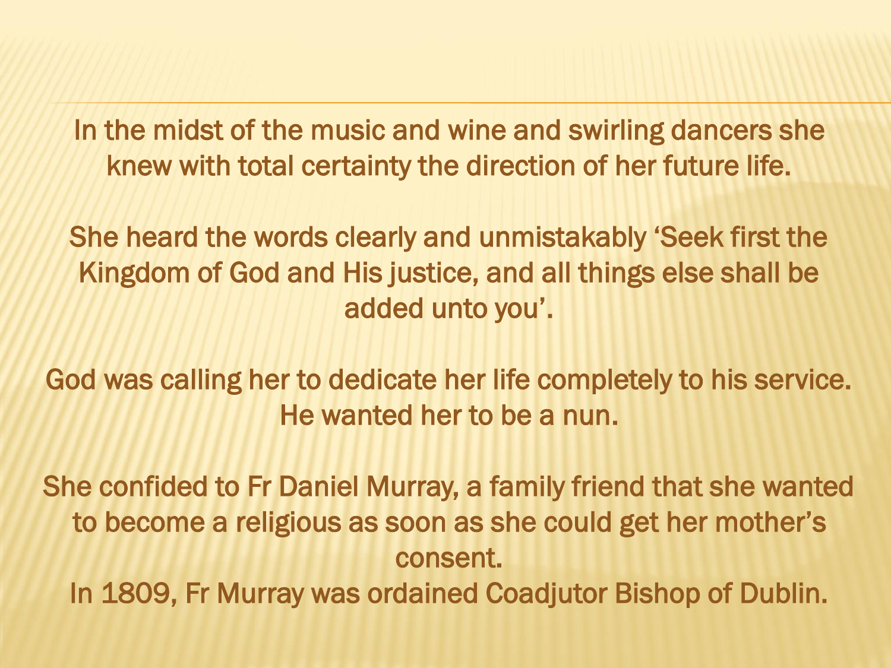In the midst of the music and wine and swirling dancers she knew with total certainty the direction of her future life.

She heard the words clearly and unmistakably 'Seek first the Kingdom of God and His justice, and all things else shall be added unto you'.

God was calling her to dedicate her life completely to his service. He wanted her to be a nun.

She confided to Fr Daniel Murray, a family friend that she wanted to become a religious as soon as she could get her mother's consent.
In 1809, Fr Murray was ordained Coadjutor Bishop of Dublin.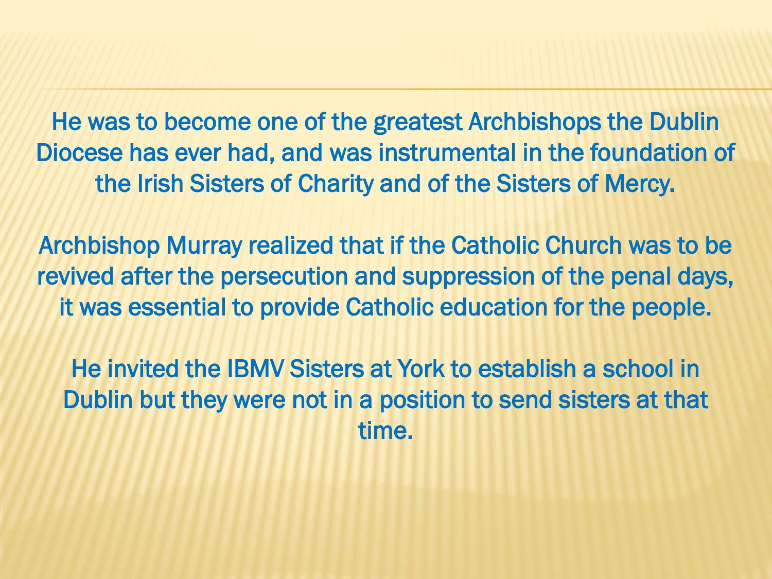He was to become one of the greatest Archbishops the Dublin Diocese has ever had, and was instrumental in the foundation of the Irish Sisters of Charity and of the Sisters of Mercy.

Archbishop Murray realized that if the Catholic Church was to be revived after the persecution and suppression of the penal days, it was essential to provide Catholic education for the people.

He invited the IBMV Sisters at York to establish a school in Dublin but they were not in a position to send sisters at that time.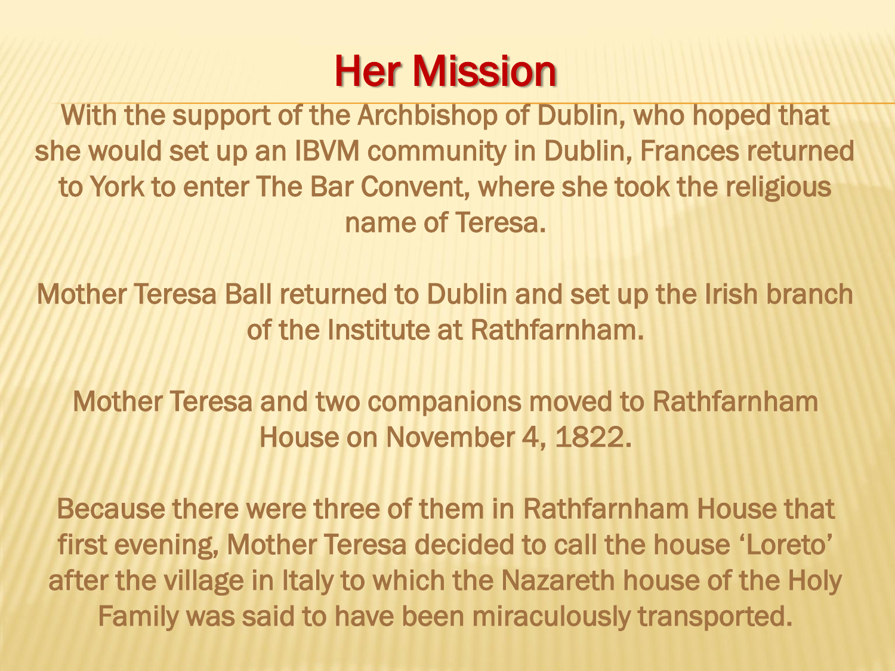# Her Mission

With the support of the Archbishop of Dublin, who hoped that she would set up an IBVM community in Dublin, Frances returned to York to enter The Bar Convent, where she took the religious name of Teresa.

Mother Teresa Ball returned to Dublin and set up the Irish branch of the Institute at Rathfarnham.

Mother Teresa and two companions moved to Rathfarnham House on November 4, 1822.

Because there were three of them in Rathfarnham House that first evening, Mother Teresa decided to call the house 'Loreto' after the village in Italy to which the Nazareth house of the Holy Family was said to have been miraculously transported.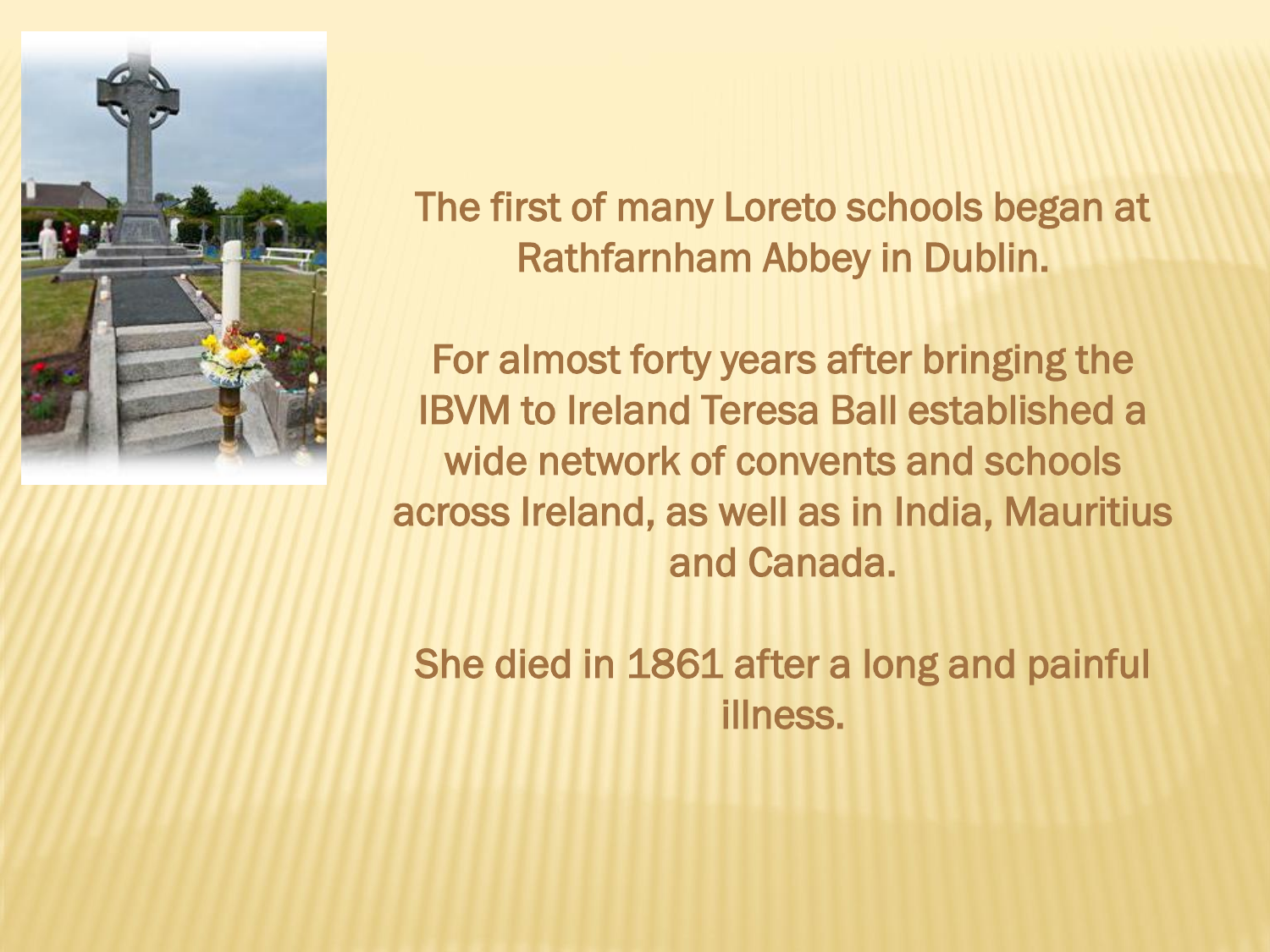The first of many Loreto schools began at Rathfarnham Abbey in Dublin.

For almost forty years after bringing the IBVM to Ireland Teresa Ball established a wide network of convents and schools across Ireland, as well as in India, Mauritius and Canada.

She died in 1861 after a long and painful illness.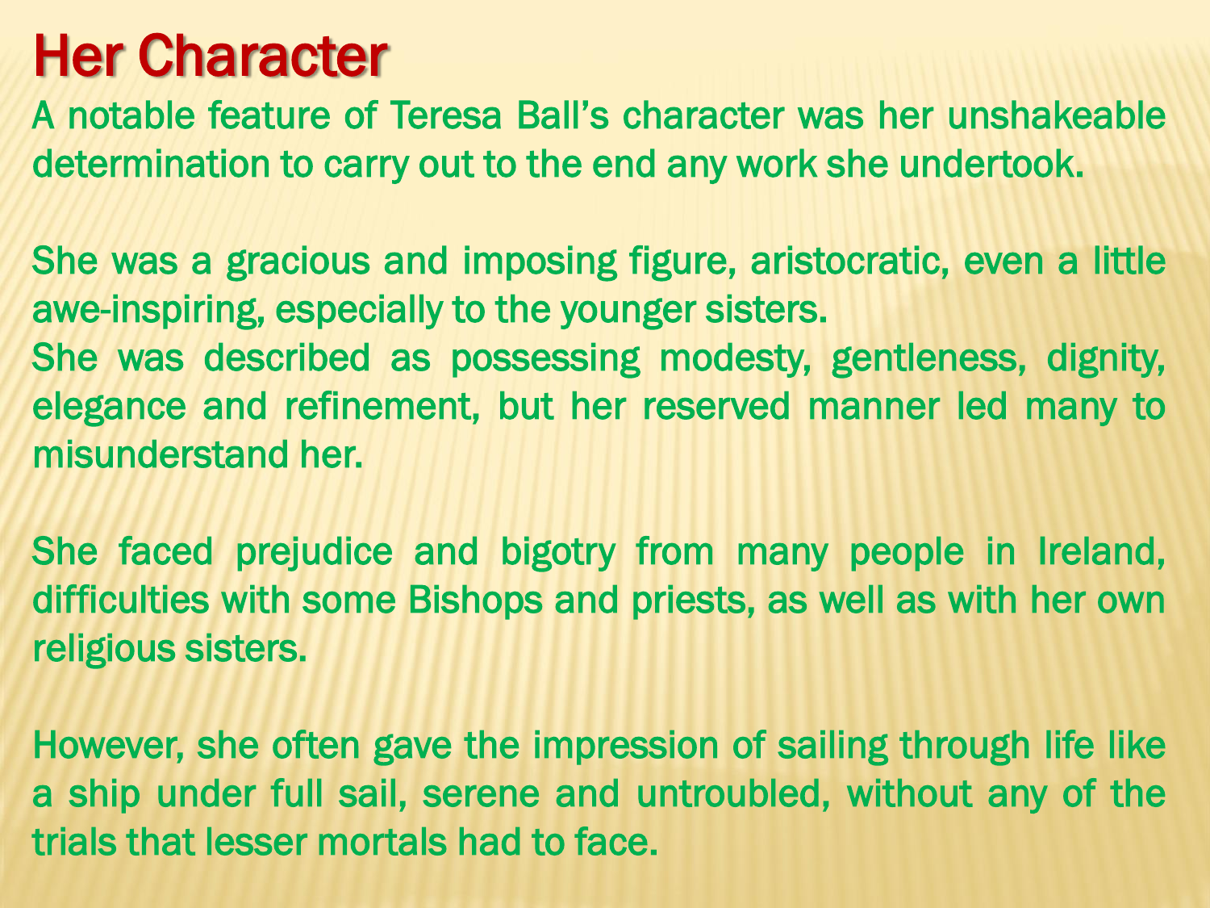# Her Character

A notable feature of Teresa Ball's character was her unshakeable determination to carry out to the end any work she undertook.

She was a gracious and imposing figure, aristocratic, even a little awe-inspiring, especially to the younger sisters.
She was described as possessing modesty, gentleness, dignity, elegance and refinement, but her reserved manner led many to misunderstand her.

She faced prejudice and bigotry from many people in Ireland, difficulties with some Bishops and priests, as well as with her own religious sisters.

However, she often gave the impression of sailing through life like a ship under full sail, serene and untroubled, without any of the trials that lesser mortals had to face.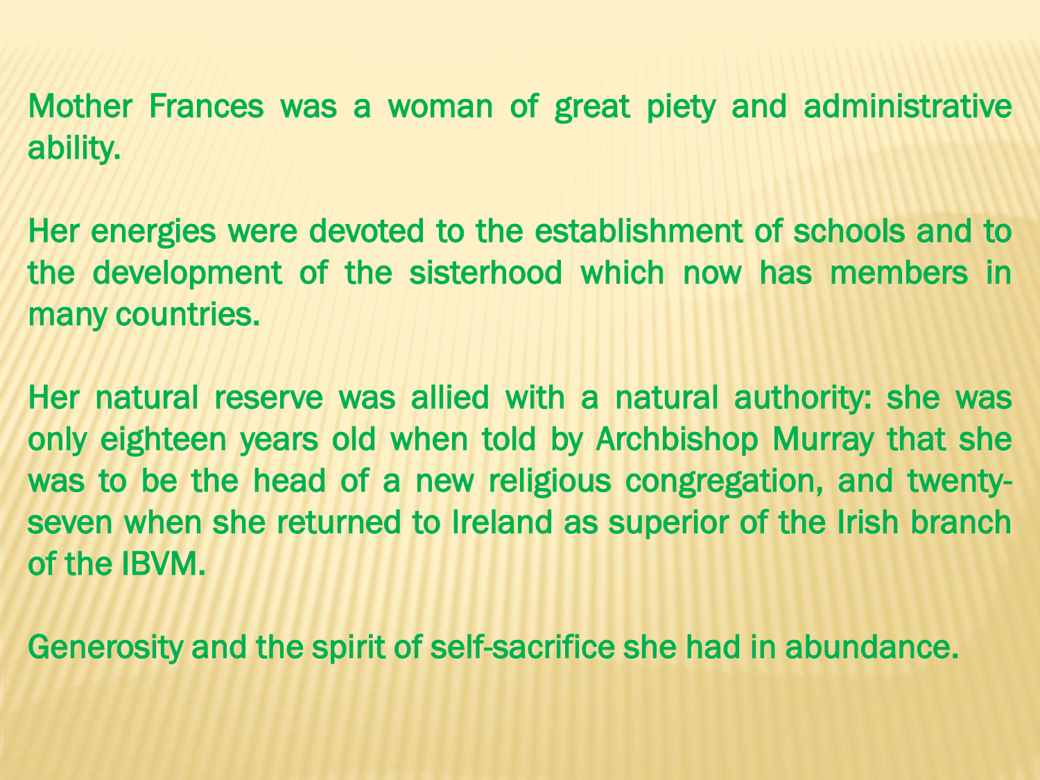Mother Frances was a woman of great piety and administrative ability.

Her energies were devoted to the establishment of schools and to the development of the sisterhood which now has members in many countries.

Her natural reserve was allied with a natural authority: she was only eighteen years old when told by Archbishop Murray that she was to be the head of a new religious congregation, and twenty-seven when she returned to Ireland as superior of the Irish branch of the IBVM.

Generosity and the spirit of self-sacrifice she had in abundance.